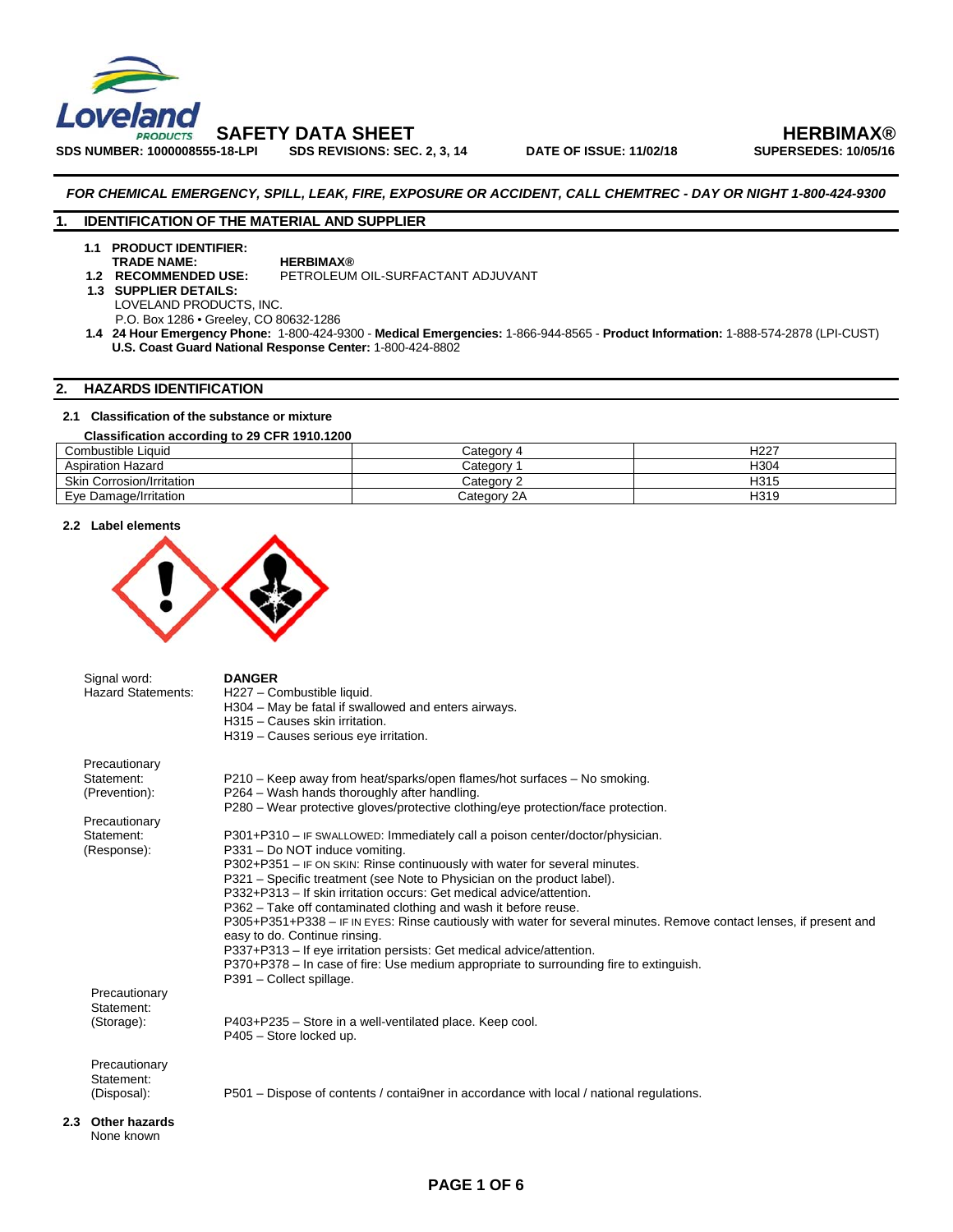**SAFETY DATA SHEET** **HERBIMAX®**

**SDS NUMBER: 1000008555-18-LPI** **SDS REVISIONS: SEC. 2, 3, 14** **DATE OF ISSUE: 11/02/18** **SUPERSEDES: 10/05/16**

***FOR CHEMICAL EMERGENCY, SPILL, LEAK, FIRE, EXPOSURE OR ACCIDENT, CALL CHEMTREC - DAY OR NIGHT 1-800-424-9300***

## 1. IDENTIFICATION OF THE MATERIAL AND SUPPLIER

**1.1 PRODUCT IDENTIFIER:**
**TRADE NAME:** **HERBIMAX®**
**1.2 RECOMMENDED USE:** PETROLEUM OIL-SURFACTANT ADJUVANT
**1.3 SUPPLIER DETAILS:**
LOVELAND PRODUCTS, INC.
P.O. Box 1286 • Greeley, CO 80632-1286
**1.4 24 Hour Emergency Phone:** 1-800-424-9300 - **Medical Emergencies:** 1-866-944-8565 - **Product Information:** 1-888-574-2878 (LPI-CUST)
**U.S. Coast Guard National Response Center:** 1-800-424-8802

## 2. HAZARDS IDENTIFICATION

### 2.1 Classification of the substance or mixture

**Classification according to 29 CFR 1910.1200**

| Combustible Liquid | Category 4 | H227 |
|---|---|---|
| Aspiration Hazard | Category 1 | H304 |
| Skin Corrosion/Irritation | Category 2 | H315 |
| Eye Damage/Irritation | Category 2A | H319 |

### 2.2 Label elements

Signal word: **DANGER**

Hazard Statements:
H227 – Combustible liquid.
H304 – May be fatal if swallowed and enters airways.
H315 – Causes skin irritation.
H319 – Causes serious eye irritation.

Precautionary Statement: (Prevention):
P210 – Keep away from heat/sparks/open flames/hot surfaces – No smoking.
P264 – Wash hands thoroughly after handling.
P280 – Wear protective gloves/protective clothing/eye protection/face protection.

Precautionary Statement: (Response):
P301+P310 – IF SWALLOWED: Immediately call a poison center/doctor/physician.
P331 – Do NOT induce vomiting.
P302+P351 – IF ON SKIN: Rinse continuously with water for several minutes.
P321 – Specific treatment (see Note to Physician on the product label).
P332+P313 – If skin irritation occurs: Get medical advice/attention.
P362 – Take off contaminated clothing and wash it before reuse.
P305+P351+P338 – IF IN EYES: Rinse cautiously with water for several minutes. Remove contact lenses, if present and easy to do. Continue rinsing.
P337+P313 – If eye irritation persists: Get medical advice/attention.
P370+P378 – In case of fire: Use medium appropriate to surrounding fire to extinguish.
P391 – Collect spillage.

Precautionary Statement: (Storage):
P403+P235 – Store in a well-ventilated place. Keep cool.
P405 – Store locked up.

Precautionary Statement: (Disposal):
P501 – Dispose of contents / contai9ner in accordance with local / national regulations.

### 2.3 Other hazards

None known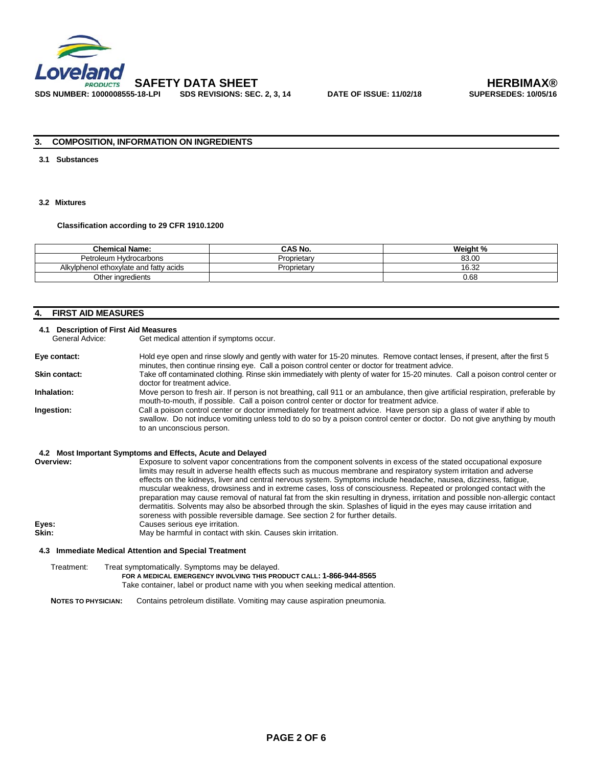## 3. COMPOSITION, INFORMATION ON INGREDIENTS

### 3.1 Substances

### 3.2 Mixtures

**Classification according to 29 CFR 1910.1200**

| Chemical Name: | CAS No. | Weight % |
|---|---|---|
| Petroleum Hydrocarbons | Proprietary | 83.00 |
| Alkylphenol ethoxylate and fatty acids | Proprietary | 16.32 |
| Other ingredients | | 0.68 |

## 4. FIRST AID MEASURES

### 4.1 Description of First Aid Measures

General Advice: Get medical attention if symptoms occur.

**Eye contact:** Hold eye open and rinse slowly and gently with water for 15-20 minutes. Remove contact lenses, if present, after the first 5 minutes, then continue rinsing eye. Call a poison control center or doctor for treatment advice.

**Skin contact:** Take off contaminated clothing. Rinse skin immediately with plenty of water for 15-20 minutes. Call a poison control center or doctor for treatment advice.

**Inhalation:** Move person to fresh air. If person is not breathing, call 911 or an ambulance, then give artificial respiration, preferable by mouth-to-mouth, if possible. Call a poison control center or doctor for treatment advice.

**Ingestion:** Call a poison control center or doctor immediately for treatment advice. Have person sip a glass of water if able to swallow. Do not induce vomiting unless told to do so by a poison control center or doctor. Do not give anything by mouth to an unconscious person.

### 4.2 Most Important Symptoms and Effects, Acute and Delayed

**Overview:** Exposure to solvent vapor concentrations from the component solvents in excess of the stated occupational exposure limits may result in adverse health effects such as mucous membrane and respiratory system irritation and adverse effects on the kidneys, liver and central nervous system. Symptoms include headache, nausea, dizziness, fatigue, muscular weakness, drowsiness and in extreme cases, loss of consciousness. Repeated or prolonged contact with the preparation may cause removal of natural fat from the skin resulting in dryness, irritation and possible non-allergic contact dermatitis. Solvents may also be absorbed through the skin. Splashes of liquid in the eyes may cause irritation and soreness with possible reversible damage. See section 2 for further details.

**Eyes:** Causes serious eye irritation.

**Skin:** May be harmful in contact with skin. Causes skin irritation.

### 4.3 Immediate Medical Attention and Special Treatment

Treatment: Treat symptomatically. Symptoms may be delayed.

**FOR A MEDICAL EMERGENCY INVOLVING THIS PRODUCT CALL: 1-866-944-8565**

Take container, label or product name with you when seeking medical attention.

**NOTES TO PHYSICIAN:** Contains petroleum distillate. Vomiting may cause aspiration pneumonia.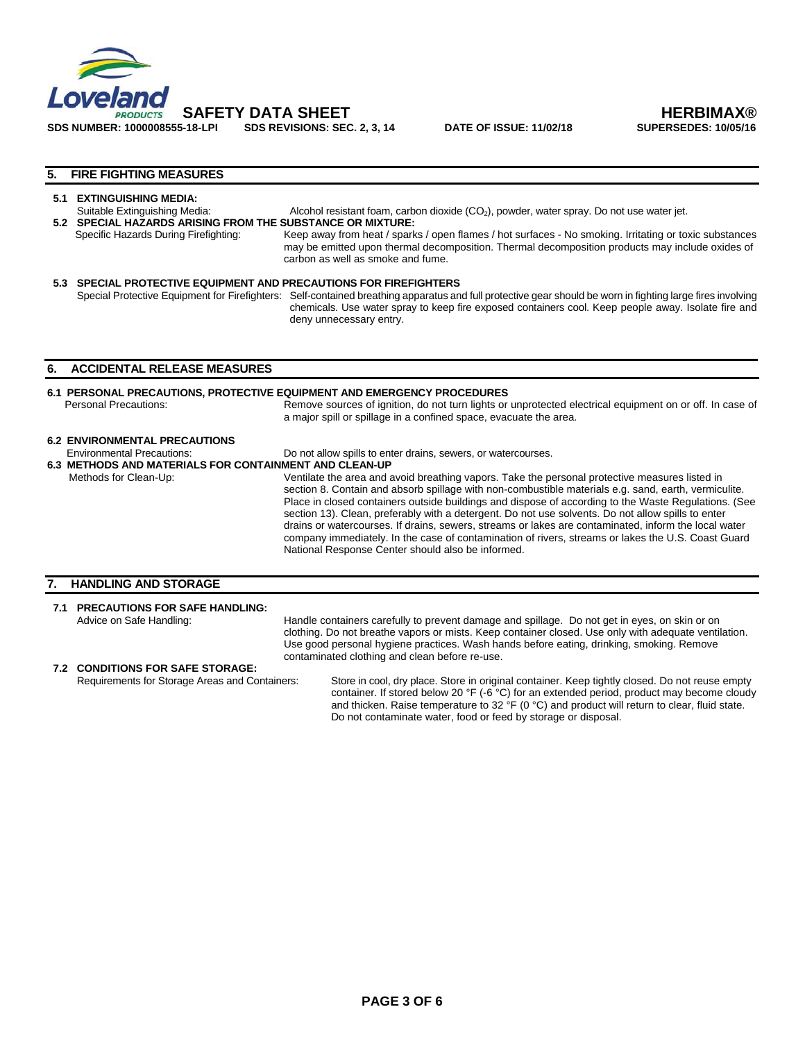## 5. FIRE FIGHTING MEASURES

**5.1 EXTINGUISHING MEDIA:**

Suitable Extinguishing Media: Alcohol resistant foam, carbon dioxide ($CO_2$), powder, water spray. Do not use water jet.

**5.2 SPECIAL HAZARDS ARISING FROM THE SUBSTANCE OR MIXTURE:**

Specific Hazards During Firefighting: Keep away from heat / sparks / open flames / hot surfaces - No smoking. Irritating or toxic substances may be emitted upon thermal decomposition. Thermal decomposition products may include oxides of carbon as well as smoke and fume.

**5.3 SPECIAL PROTECTIVE EQUIPMENT AND PRECAUTIONS FOR FIREFIGHTERS**

Special Protective Equipment for Firefighters: Self-contained breathing apparatus and full protective gear should be worn in fighting large fires involving chemicals. Use water spray to keep fire exposed containers cool. Keep people away. Isolate fire and deny unnecessary entry.

## 6. ACCIDENTAL RELEASE MEASURES

**6.1 PERSONAL PRECAUTIONS, PROTECTIVE EQUIPMENT AND EMERGENCY PROCEDURES**

Personal Precautions: Remove sources of ignition, do not turn lights or unprotected electrical equipment on or off. In case of a major spill or spillage in a confined space, evacuate the area.

**6.2 ENVIRONMENTAL PRECAUTIONS**

Environmental Precautions: Do not allow spills to enter drains, sewers, or watercourses.

**6.3 METHODS AND MATERIALS FOR CONTAINMENT AND CLEAN-UP**

Methods for Clean-Up: Ventilate the area and avoid breathing vapors. Take the personal protective measures listed in section 8. Contain and absorb spillage with non-combustible materials e.g. sand, earth, vermiculite. Place in closed containers outside buildings and dispose of according to the Waste Regulations. (See section 13). Clean, preferably with a detergent. Do not use solvents. Do not allow spills to enter drains or watercourses. If drains, sewers, streams or lakes are contaminated, inform the local water company immediately. In the case of contamination of rivers, streams or lakes the U.S. Coast Guard National Response Center should also be informed.

## 7. HANDLING AND STORAGE

**7.1 PRECAUTIONS FOR SAFE HANDLING:**

Advice on Safe Handling: Handle containers carefully to prevent damage and spillage. Do not get in eyes, on skin or on clothing. Do not breathe vapors or mists. Keep container closed. Use only with adequate ventilation. Use good personal hygiene practices. Wash hands before eating, drinking, smoking. Remove contaminated clothing and clean before re-use.

**7.2 CONDITIONS FOR SAFE STORAGE:**

Requirements for Storage Areas and Containers: Store in cool, dry place. Store in original container. Keep tightly closed. Do not reuse empty container. If stored below 20 °F (-6 °C) for an extended period, product may become cloudy and thicken. Raise temperature to 32 °F (0 °C) and product will return to clear, fluid state. Do not contaminate water, food or feed by storage or disposal.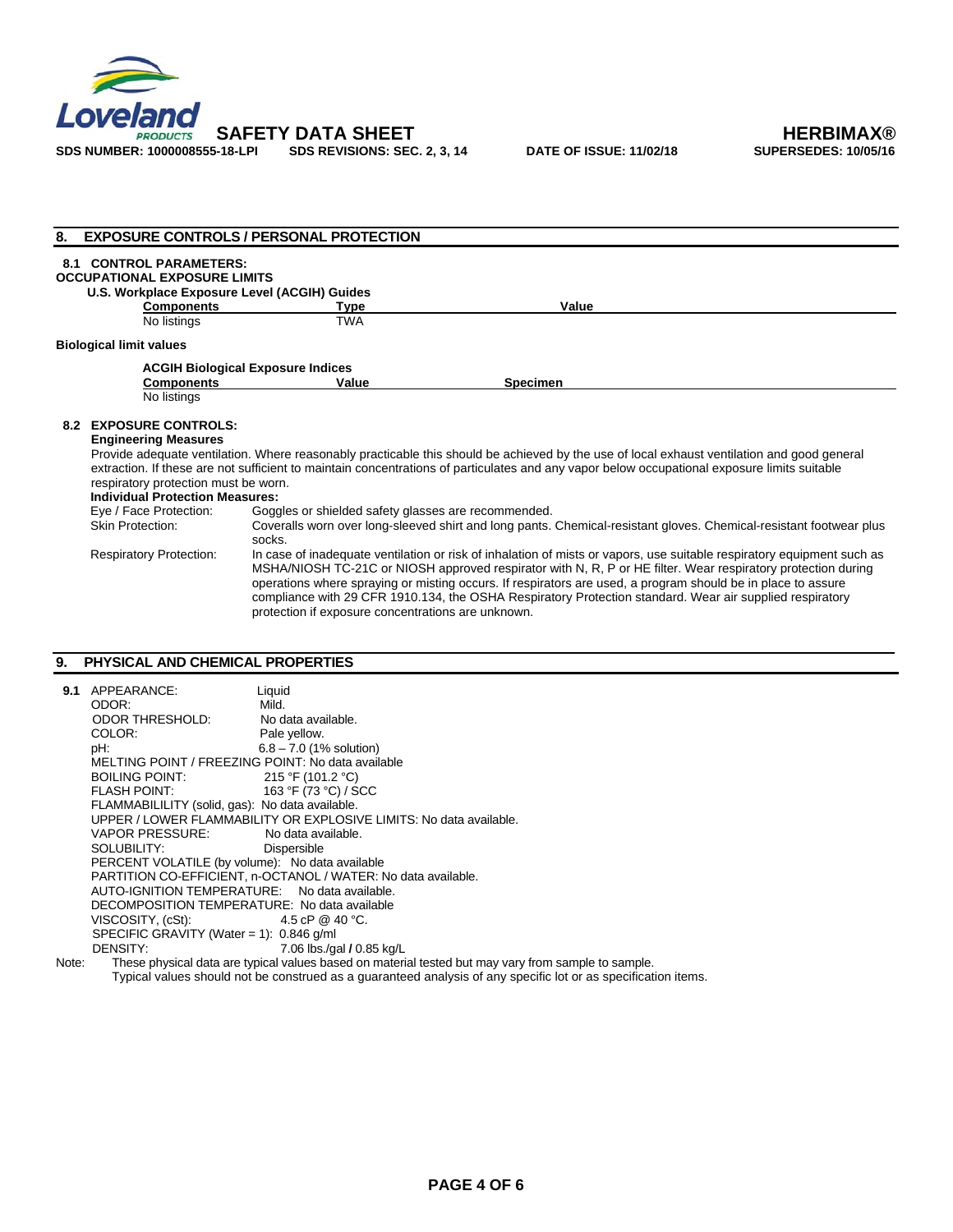## 8. EXPOSURE CONTROLS / PERSONAL PROTECTION

### 8.1 CONTROL PARAMETERS:

**OCCUPATIONAL EXPOSURE LIMITS**

**U.S. Workplace Exposure Level (ACGIH) Guides**

| Components | Type | Value |
|---|---|---|
| No listings | TWA | |

**Biological limit values**

**ACGIH Biological Exposure Indices**

| Components | Value | Specimen |
|---|---|---|
| No listings | | |

### 8.2 EXPOSURE CONTROLS:

**Engineering Measures**

Provide adequate ventilation. Where reasonably practicable this should be achieved by the use of local exhaust ventilation and good general extraction. If these are not sufficient to maintain concentrations of particulates and any vapor below occupational exposure limits suitable respiratory protection must be worn.

**Individual Protection Measures:**

Eye / Face Protection: Goggles or shielded safety glasses are recommended.

Skin Protection: Coveralls worn over long-sleeved shirt and long pants. Chemical-resistant gloves. Chemical-resistant footwear plus socks.

Respiratory Protection: In case of inadequate ventilation or risk of inhalation of mists or vapors, use suitable respiratory equipment such as MSHA/NIOSH TC-21C or NIOSH approved respirator with N, R, P or HE filter. Wear respiratory protection during operations where spraying or misting occurs. If respirators are used, a program should be in place to assure compliance with 29 CFR 1910.134, the OSHA Respiratory Protection standard. Wear air supplied respiratory protection if exposure concentrations are unknown.

## 9. PHYSICAL AND CHEMICAL PROPERTIES

**9.1** APPEARANCE: Liquid

ODOR: Mild.

ODOR THRESHOLD: No data available.

COLOR: Pale yellow.

pH: 6.8 – 7.0 (1% solution)

MELTING POINT / FREEZING POINT: No data available

BOILING POINT: 215 °F (101.2 °C)

FLASH POINT: 163 °F (73 °C) / SCC

FLAMMABILILITY (solid, gas): No data available.

UPPER / LOWER FLAMMABILITY OR EXPLOSIVE LIMITS: No data available.

VAPOR PRESSURE: No data available.

SOLUBILITY: Dispersible

PERCENT VOLATILE (by volume): No data available

PARTITION CO-EFFICIENT, n-OCTANOL / WATER: No data available.

AUTO-IGNITION TEMPERATURE: No data available.

DECOMPOSITION TEMPERATURE: No data available

VISCOSITY, (cSt): 4.5 cP @ 40 °C.

SPECIFIC GRAVITY (Water = 1): 0.846 g/ml

DENSITY: 7.06 lbs./gal / 0.85 kg/L

Note: These physical data are typical values based on material tested but may vary from sample to sample. Typical values should not be construed as a guaranteed analysis of any specific lot or as specification items.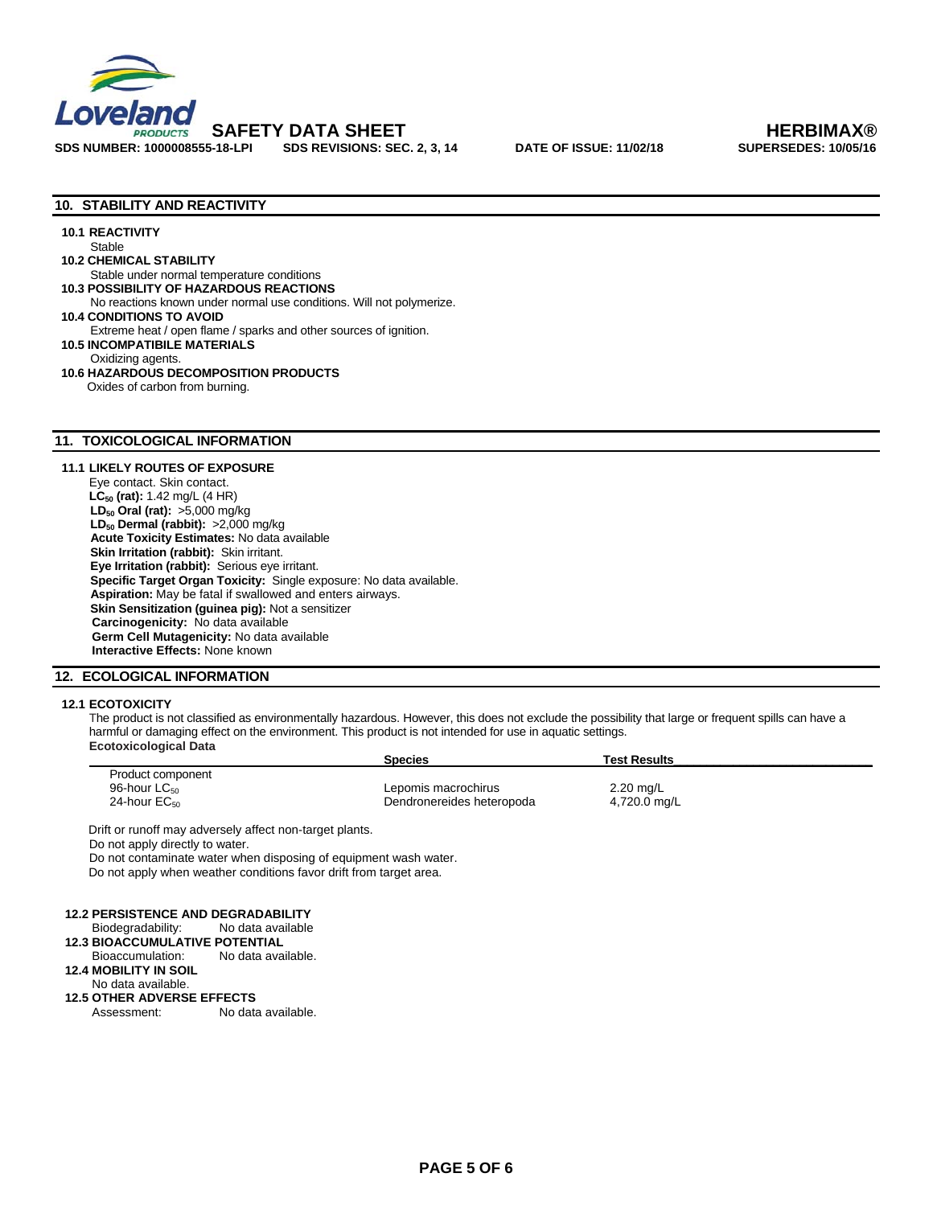## 10. STABILITY AND REACTIVITY

**10.1 REACTIVITY**
Stable

**10.2 CHEMICAL STABILITY**
Stable under normal temperature conditions

**10.3 POSSIBILITY OF HAZARDOUS REACTIONS**
No reactions known under normal use conditions. Will not polymerize.

**10.4 CONDITIONS TO AVOID**
Extreme heat / open flame / sparks and other sources of ignition.

**10.5 INCOMPATIBILE MATERIALS**
Oxidizing agents.

**10.6 HAZARDOUS DECOMPOSITION PRODUCTS**
Oxides of carbon from burning.

## 11. TOXICOLOGICAL INFORMATION

**11.1 LIKELY ROUTES OF EXPOSURE**
Eye contact. Skin contact.
**$LC_{50}$ (rat):** 1.42 mg/L (4 HR)
**$LD_{50}$ Oral (rat):** >5,000 mg/kg
**$LD_{50}$ Dermal (rabbit):** >2,000 mg/kg
**Acute Toxicity Estimates:** No data available
**Skin Irritation (rabbit):** Skin irritant.
**Eye Irritation (rabbit):** Serious eye irritant.
**Specific Target Organ Toxicity:** Single exposure: No data available.
**Aspiration:** May be fatal if swallowed and enters airways.
**Skin Sensitization (guinea pig):** Not a sensitizer
**Carcinogenicity:** No data available
**Germ Cell Mutagenicity:** No data available
**Interactive Effects:** None known

## 12. ECOLOGICAL INFORMATION

**12.1 ECOTOXICITY**
The product is not classified as environmentally hazardous. However, this does not exclude the possibility that large or frequent spills can have a harmful or damaging effect on the environment. This product is not intended for use in aquatic settings.
**Ecotoxicological Data**

| | Species | Test Results |
|---|---|---|
| Product component | | |
| 96-hour $LC_{50}$ | Lepomis macrochirus | 2.20 mg/L |
| 24-hour $EC_{50}$ | Dendronereides heteropoda | 4,720.0 mg/L |

Drift or runoff may adversely affect non-target plants.
Do not apply directly to water.
Do not contaminate water when disposing of equipment wash water.
Do not apply when weather conditions favor drift from target area.

**12.2 PERSISTENCE AND DEGRADABILITY**
Biodegradability: No data available

**12.3 BIOACCUMULATIVE POTENTIAL**
Bioaccumulation: No data available.

**12.4 MOBILITY IN SOIL**
No data available.

**12.5 OTHER ADVERSE EFFECTS**
Assessment: No data available.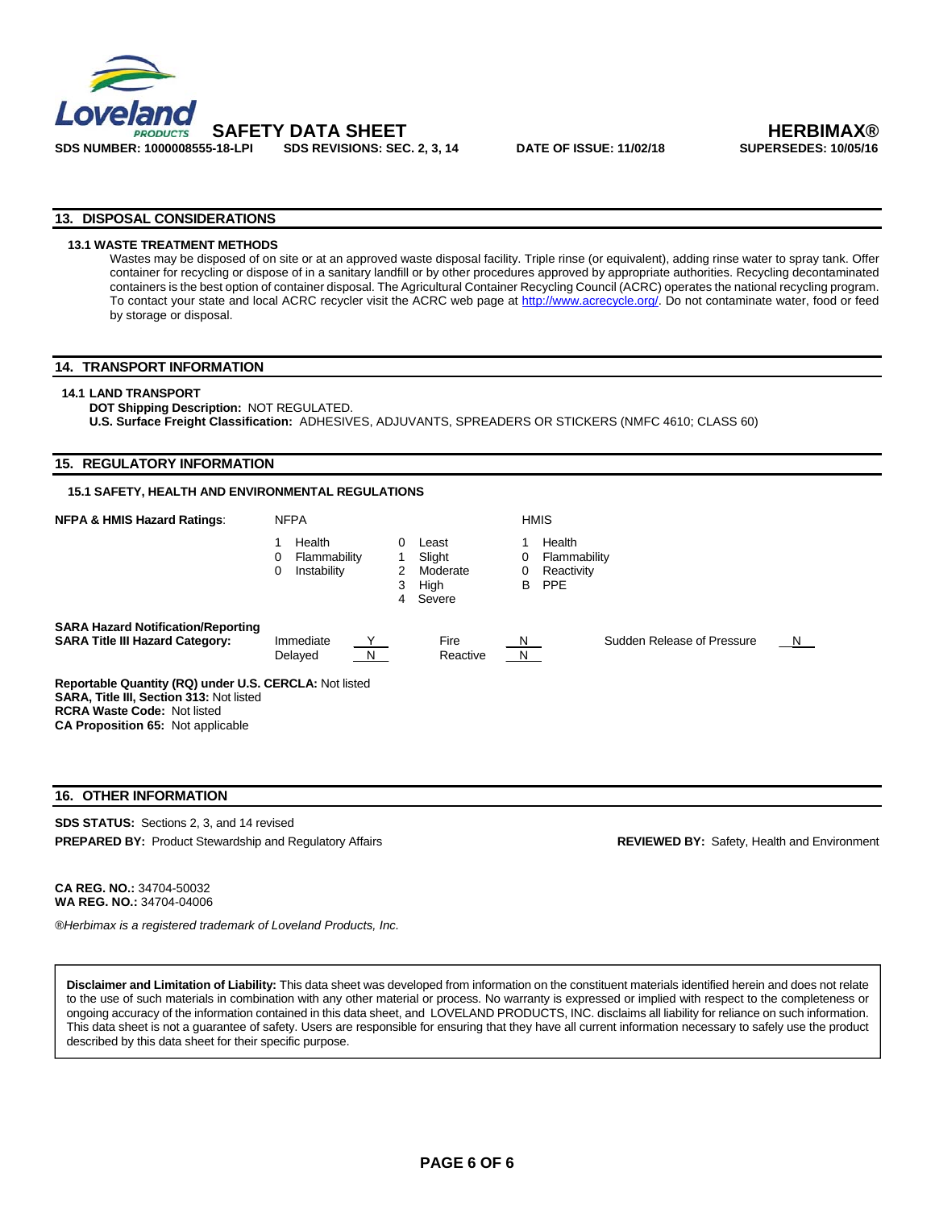## 13. DISPOSAL CONSIDERATIONS

### 13.1 WASTE TREATMENT METHODS

Wastes may be disposed of on site or at an approved waste disposal facility. Triple rinse (or equivalent), adding rinse water to spray tank. Offer container for recycling or dispose of in a sanitary landfill or by other procedures approved by appropriate authorities. Recycling decontaminated containers is the best option of container disposal. The Agricultural Container Recycling Council (ACRC) operates the national recycling program. To contact your state and local ACRC recycler visit the ACRC web page at http://www.acrecycle.org/. Do not contaminate water, food or feed by storage or disposal.

## 14. TRANSPORT INFORMATION

### 14.1 LAND TRANSPORT

**DOT Shipping Description:** NOT REGULATED.
**U.S. Surface Freight Classification:** ADHESIVES, ADJUVANTS, SPREADERS OR STICKERS (NMFC 4610; CLASS 60)

## 15. REGULATORY INFORMATION

### 15.1 SAFETY, HEALTH AND ENVIRONMENTAL REGULATIONS

**NFPA & HMIS Hazard Ratings:**

| NFPA | | | HMIS |
|---|---|---|---|
| 1 Health | 0 Least | | 1 Health |
| 0 Flammability | 1 Slight | | 0 Flammability |
| 0 Instability | 2 Moderate | | 0 Reactivity |
| | 3 High | | B PPE |
| | 4 Severe | | |

**SARA Hazard Notification/Reporting**
**SARA Title III Hazard Category:**

| | | | | | |
|---|---|---|---|---|---|
| Immediate | Y | Fire | N | Sudden Release of Pressure | N |
| Delayed | N | Reactive | N | | |

**Reportable Quantity (RQ) under U.S. CERCLA:** Not listed
**SARA, Title III, Section 313:** Not listed
**RCRA Waste Code:** Not listed
**CA Proposition 65:** Not applicable

## 16. OTHER INFORMATION

**SDS STATUS:** Sections 2, 3, and 14 revised
**PREPARED BY:** Product Stewardship and Regulatory Affairs
**REVIEWED BY:** Safety, Health and Environment

**CA REG. NO.:** 34704-50032
**WA REG. NO.:** 34704-04006

*®Herbimax is a registered trademark of Loveland Products, Inc.*

**Disclaimer and Limitation of Liability:** This data sheet was developed from information on the constituent materials identified herein and does not relate to the use of such materials in combination with any other material or process. No warranty is expressed or implied with respect to the completeness or ongoing accuracy of the information contained in this data sheet, and LOVELAND PRODUCTS, INC. disclaims all liability for reliance on such information. This data sheet is not a guarantee of safety. Users are responsible for ensuring that they have all current information necessary to safely use the product described by this data sheet for their specific purpose.